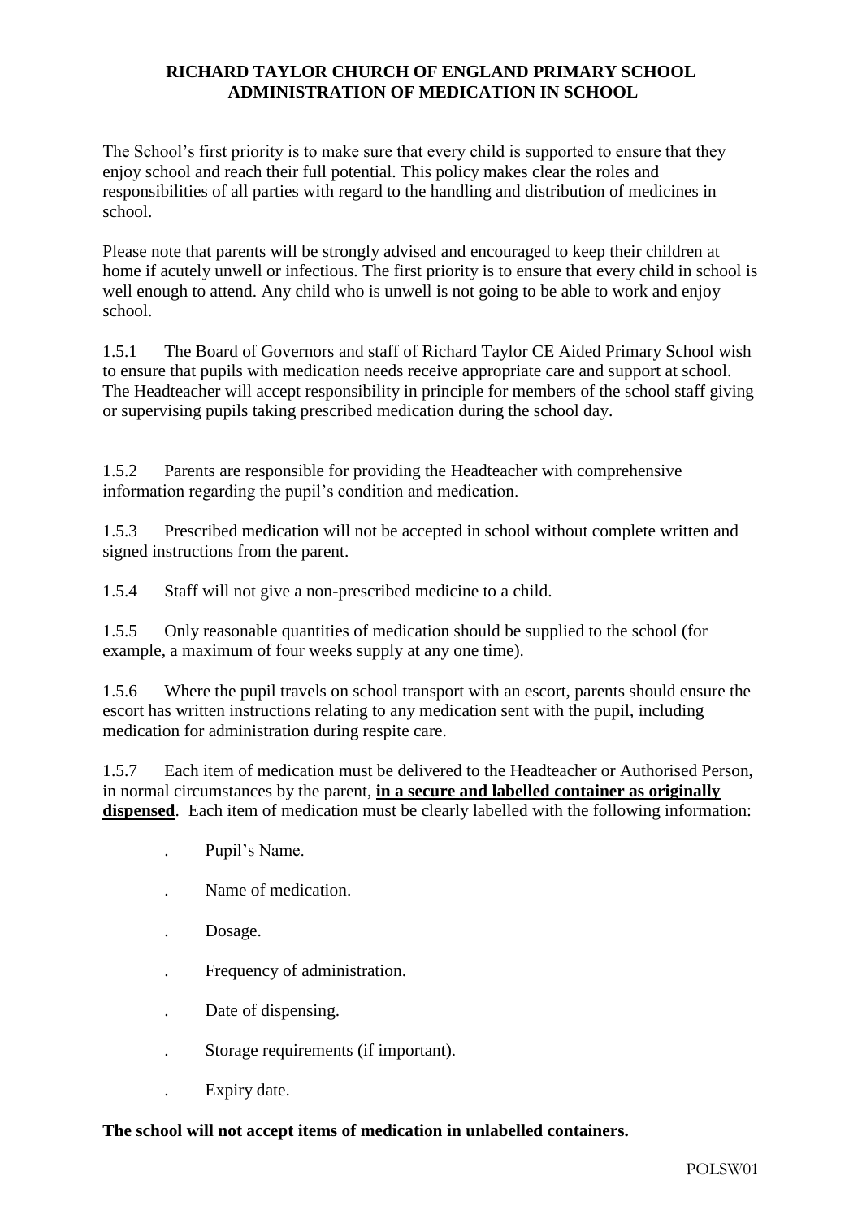# RICHARD TAYLOR CHURCH OF ENGLAND PRIMARY SCHOOL
## ADMINISTRATION OF MEDICATION IN SCHOOL

The School's first priority is to make sure that every child is supported to ensure that they enjoy school and reach their full potential. This policy makes clear the roles and responsibilities of all parties with regard to the handling and distribution of medicines in school.

Please note that parents will be strongly advised and encouraged to keep their children at home if acutely unwell or infectious. The first priority is to ensure that every child in school is well enough to attend. Any child who is unwell is not going to be able to work and enjoy school.

1.5.1 The Board of Governors and staff of Richard Taylor CE Aided Primary School wish to ensure that pupils with medication needs receive appropriate care and support at school. The Headteacher will accept responsibility in principle for members of the school staff giving or supervising pupils taking prescribed medication during the school day.

1.5.2 Parents are responsible for providing the Headteacher with comprehensive information regarding the pupil's condition and medication.

1.5.3 Prescribed medication will not be accepted in school without complete written and signed instructions from the parent.

1.5.4 Staff will not give a non-prescribed medicine to a child.

1.5.5 Only reasonable quantities of medication should be supplied to the school (for example, a maximum of four weeks supply at any one time).

1.5.6 Where the pupil travels on school transport with an escort, parents should ensure the escort has written instructions relating to any medication sent with the pupil, including medication for administration during respite care.

1.5.7 Each item of medication must be delivered to the Headteacher or Authorised Person, in normal circumstances by the parent, **in a secure and labelled container as originally dispensed**. Each item of medication must be clearly labelled with the following information:

- Pupil's Name.
- Name of medication.
- Dosage.
- Frequency of administration.
- Date of dispensing.
- Storage requirements (if important).
- Expiry date.

**The school will not accept items of medication in unlabelled containers.**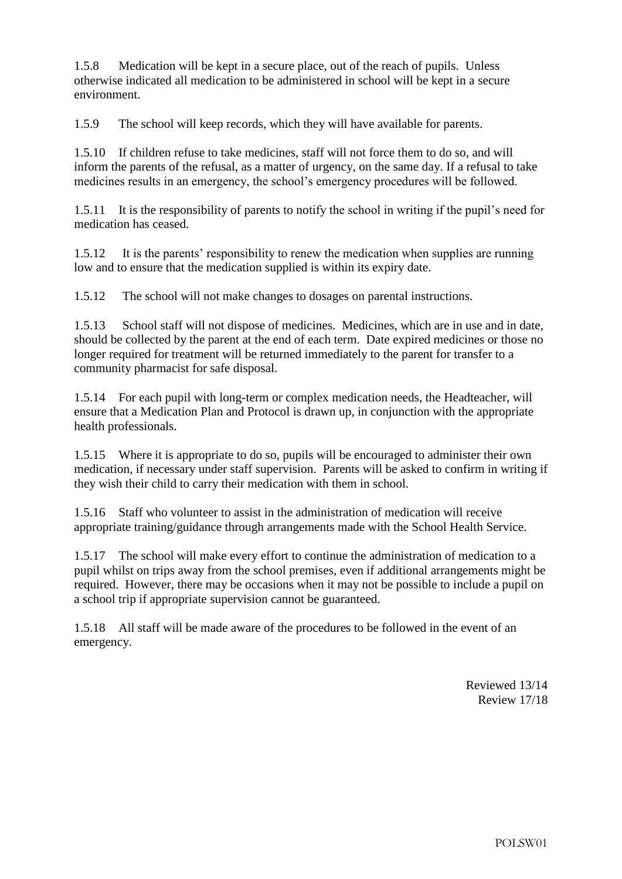1.5.8 Medication will be kept in a secure place, out of the reach of pupils. Unless otherwise indicated all medication to be administered in school will be kept in a secure environment.

1.5.9 The school will keep records, which they will have available for parents.

1.5.10 If children refuse to take medicines, staff will not force them to do so, and will inform the parents of the refusal, as a matter of urgency, on the same day. If a refusal to take medicines results in an emergency, the school's emergency procedures will be followed.

1.5.11 It is the responsibility of parents to notify the school in writing if the pupil's need for medication has ceased.

1.5.12 It is the parents' responsibility to renew the medication when supplies are running low and to ensure that the medication supplied is within its expiry date.

1.5.12 The school will not make changes to dosages on parental instructions.

1.5.13 School staff will not dispose of medicines. Medicines, which are in use and in date, should be collected by the parent at the end of each term. Date expired medicines or those no longer required for treatment will be returned immediately to the parent for transfer to a community pharmacist for safe disposal.

1.5.14 For each pupil with long-term or complex medication needs, the Headteacher, will ensure that a Medication Plan and Protocol is drawn up, in conjunction with the appropriate health professionals.

1.5.15 Where it is appropriate to do so, pupils will be encouraged to administer their own medication, if necessary under staff supervision. Parents will be asked to confirm in writing if they wish their child to carry their medication with them in school.

1.5.16 Staff who volunteer to assist in the administration of medication will receive appropriate training/guidance through arrangements made with the School Health Service.

1.5.17 The school will make every effort to continue the administration of medication to a pupil whilst on trips away from the school premises, even if additional arrangements might be required. However, there may be occasions when it may not be possible to include a pupil on a school trip if appropriate supervision cannot be guaranteed.

1.5.18 All staff will be made aware of the procedures to be followed in the event of an emergency.

Reviewed 13/14
Review 17/18

POLSW01